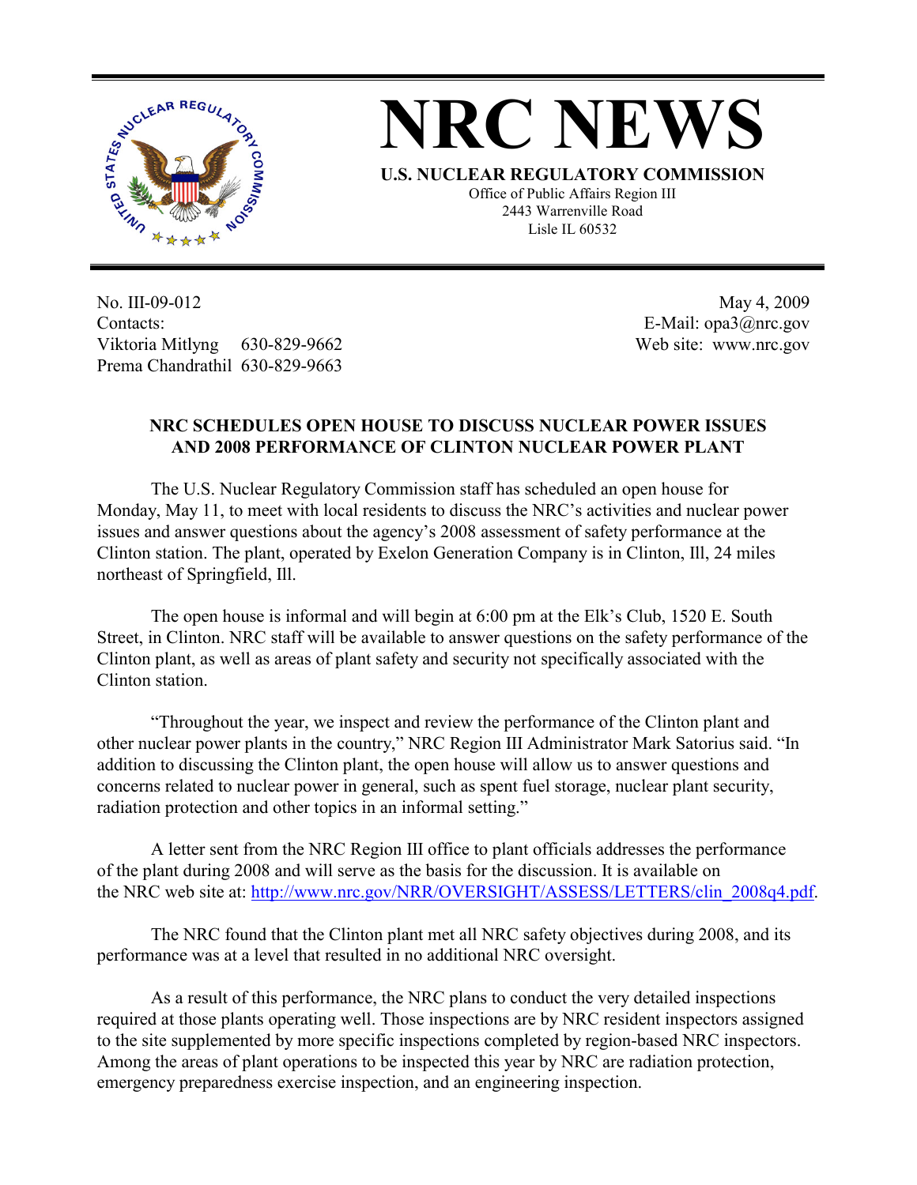# NRC NEWS

**U.S. NUCLEAR REGULATORY COMMISSION**

Office of Public Affairs Region III
2443 Warrenville Road
Lisle IL 60532

No. III-09-012
Contacts:
Viktoria Mitlyng 630-829-9662
Prema Chandrathil 630-829-9663

May 4, 2009
E-Mail: opa3@nrc.gov
Web site: www.nrc.gov

## NRC SCHEDULES OPEN HOUSE TO DISCUSS NUCLEAR POWER ISSUES AND 2008 PERFORMANCE OF CLINTON NUCLEAR POWER PLANT

The U.S. Nuclear Regulatory Commission staff has scheduled an open house for Monday, May 11, to meet with local residents to discuss the NRC's activities and nuclear power issues and answer questions about the agency's 2008 assessment of safety performance at the Clinton station. The plant, operated by Exelon Generation Company is in Clinton, Ill, 24 miles northeast of Springfield, Ill.

The open house is informal and will begin at 6:00 pm at the Elk's Club, 1520 E. South Street, in Clinton. NRC staff will be available to answer questions on the safety performance of the Clinton plant, as well as areas of plant safety and security not specifically associated with the Clinton station.

"Throughout the year, we inspect and review the performance of the Clinton plant and other nuclear power plants in the country," NRC Region III Administrator Mark Satorius said. "In addition to discussing the Clinton plant, the open house will allow us to answer questions and concerns related to nuclear power in general, such as spent fuel storage, nuclear plant security, radiation protection and other topics in an informal setting."

A letter sent from the NRC Region III office to plant officials addresses the performance of the plant during 2008 and will serve as the basis for the discussion. It is available on the NRC web site at: http://www.nrc.gov/NRR/OVERSIGHT/ASSESS/LETTERS/clin_2008q4.pdf.

The NRC found that the Clinton plant met all NRC safety objectives during 2008, and its performance was at a level that resulted in no additional NRC oversight.

As a result of this performance, the NRC plans to conduct the very detailed inspections required at those plants operating well. Those inspections are by NRC resident inspectors assigned to the site supplemented by more specific inspections completed by region-based NRC inspectors. Among the areas of plant operations to be inspected this year by NRC are radiation protection, emergency preparedness exercise inspection, and an engineering inspection.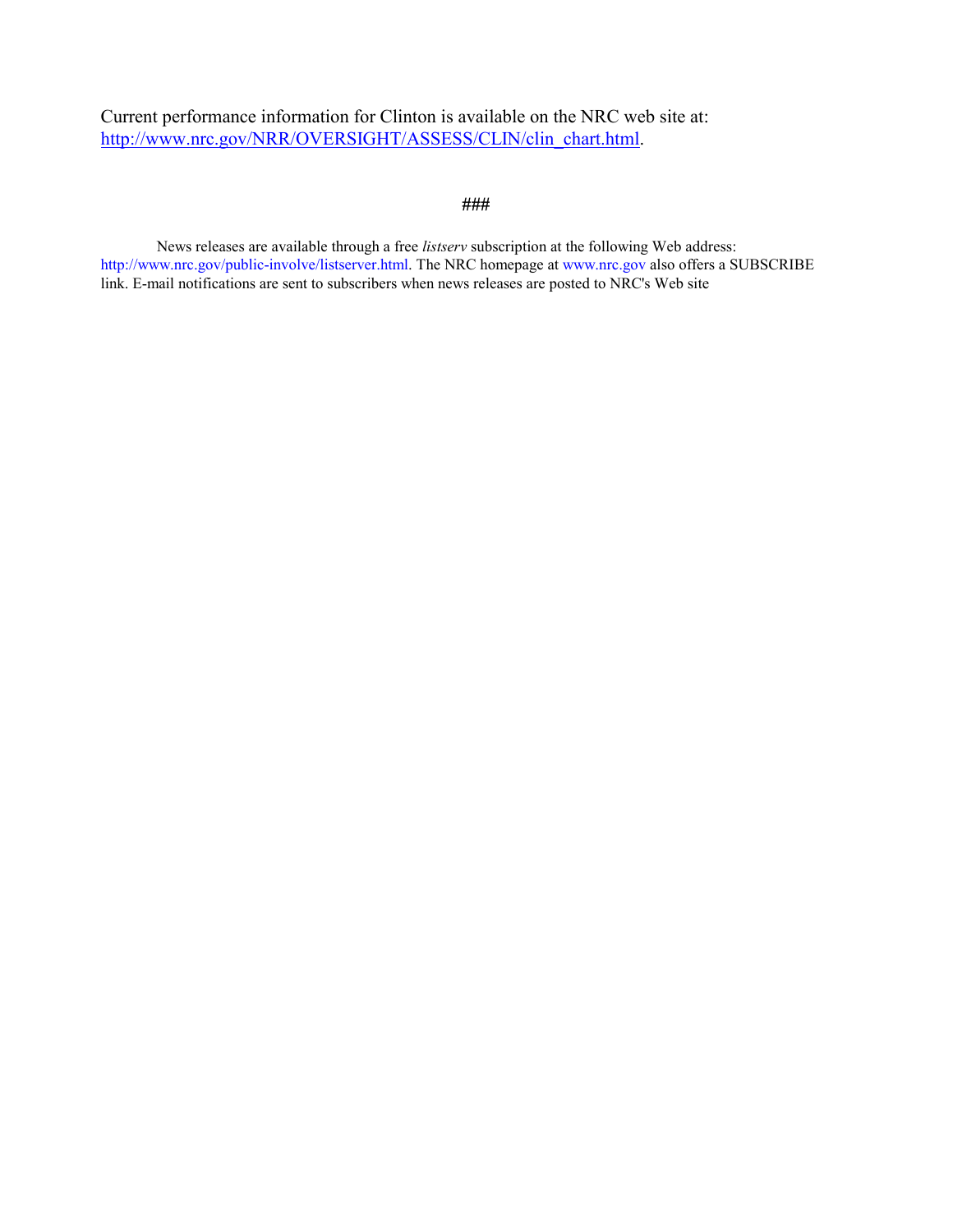Current performance information for Clinton is available on the NRC web site at: http://www.nrc.gov/NRR/OVERSIGHT/ASSESS/CLIN/clin_chart.html.

###

News releases are available through a free *listserv* subscription at the following Web address: http://www.nrc.gov/public-involve/listserver.html. The NRC homepage at www.nrc.gov also offers a SUBSCRIBE link. E-mail notifications are sent to subscribers when news releases are posted to NRC's Web site